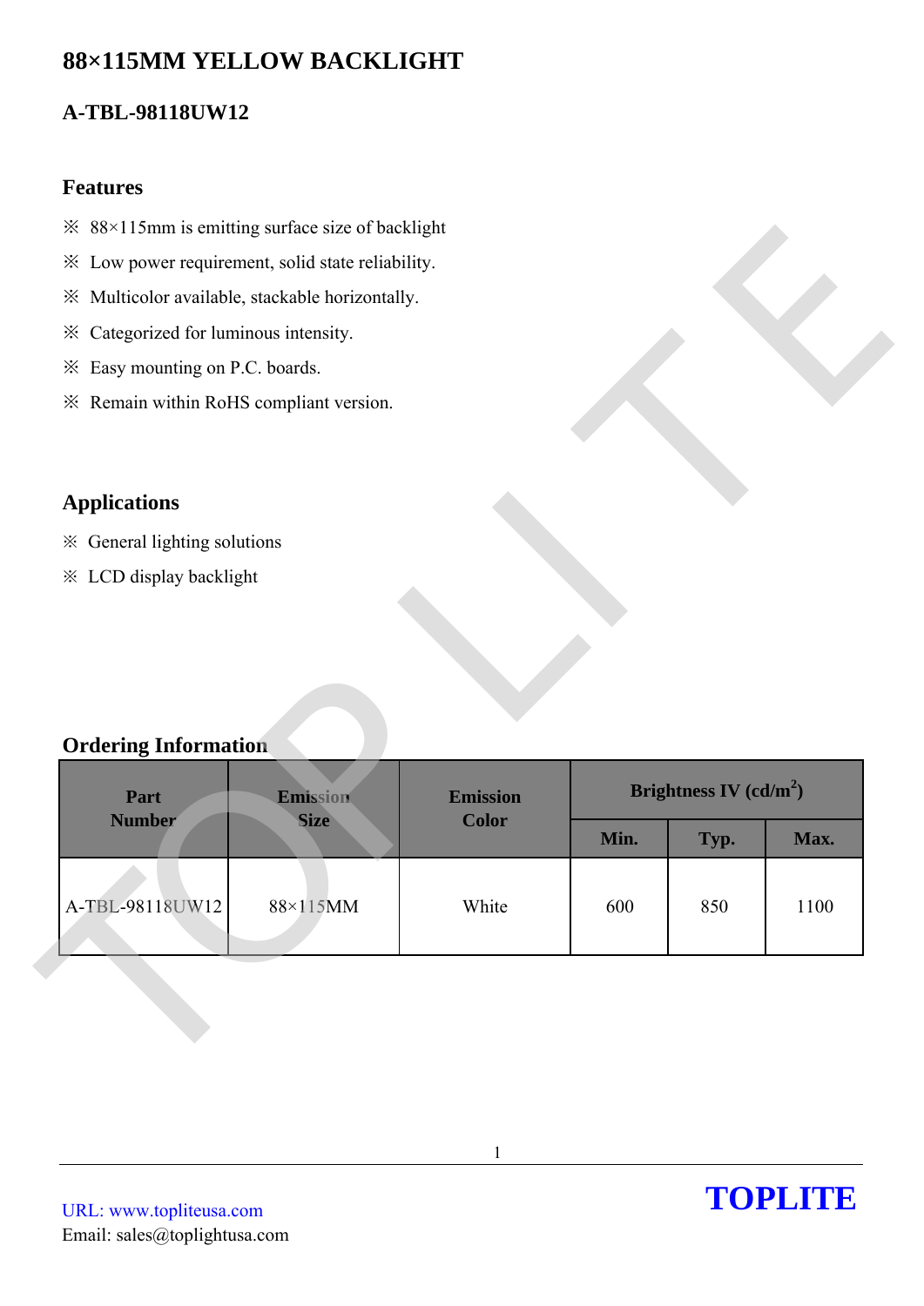# 88×115MM YELLOW BACKLIGHT

## A-TBL-98118UW12

### Features

※ 88×115mm is emitting surface size of backlight

※ Low power requirement, solid state reliability.

※ Multicolor available, stackable horizontally.

※ Categorized for luminous intensity.

※ Easy mounting on P.C. boards.

※ Remain within RoHS compliant version.

### Applications

※ General lighting solutions

※ LCD display backlight

### Ordering Information

| Part Number | Emission Size | Emission Color | Brightness IV (cd/m$^2$) | | |
|---|---|---|---|---|---|
| | | | Min. | Typ. | Max. |
| A-TBL-98118UW12 | 88×115MM | White | 600 | 850 | 1100 |

URL: www.topliteusa.com
Email: sales@toplightusa.com

**TOPLITE**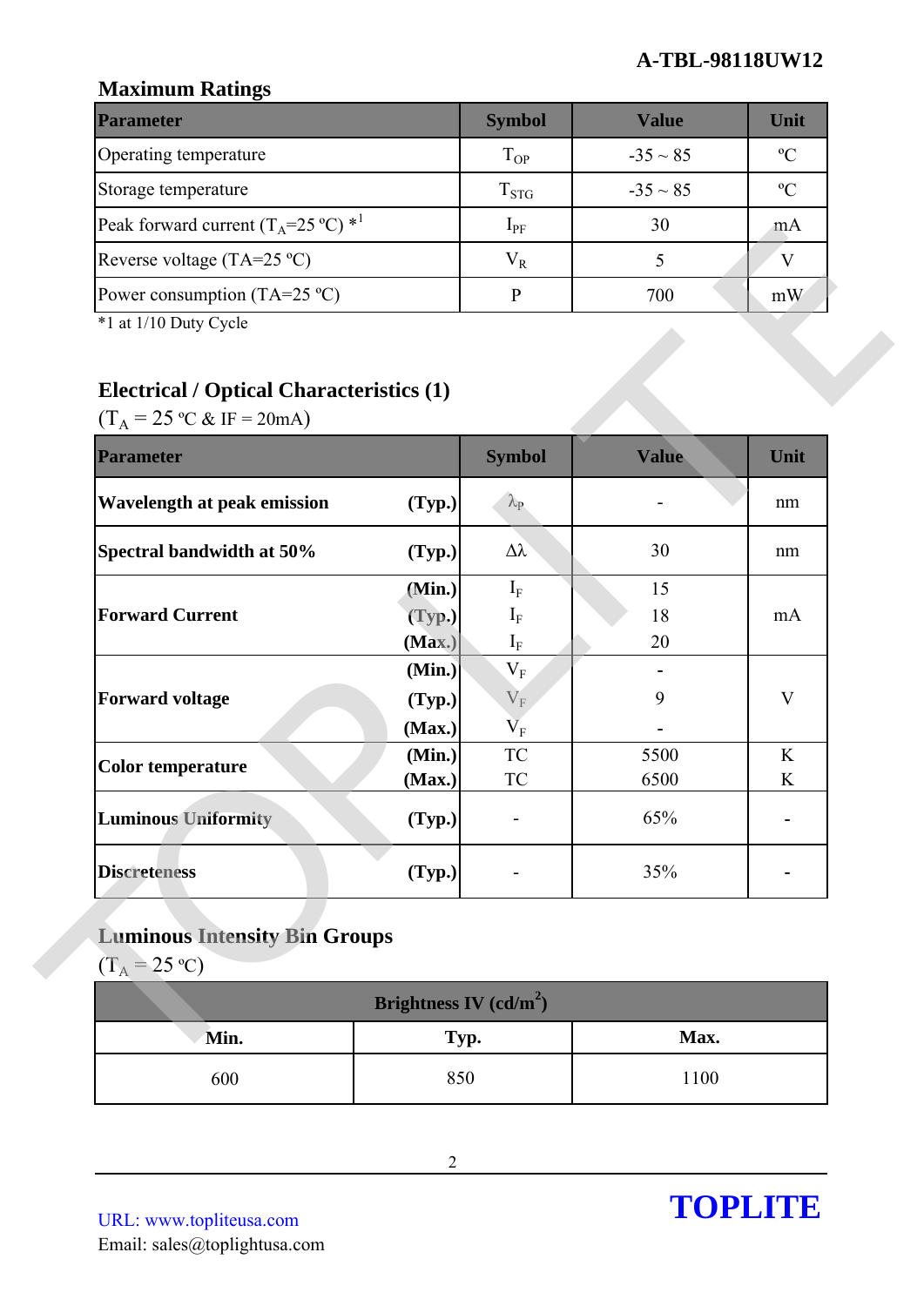## Maximum Ratings

| Parameter | Symbol | Value | Unit |
|---|---|---|---|
| Operating temperature | $T_{OP}$ | -35 ~ 85 | ºC |
| Storage temperature | $T_{STG}$ | -35 ~ 85 | ºC |
| Peak forward current ($T_A$=25 ºC) *1 | $I_{PF}$ | 30 | mA |
| Reverse voltage (TA=25 ºC) | $V_R$ | 5 | V |
| Power consumption (TA=25 ºC) | P | 700 | mW |

*1 at 1/10 Duty Cycle

## Electrical / Optical Characteristics (1)

($T_A$ = 25 ºC & IF = 20mA)

| Parameter | | Symbol | Value | Unit |
|---|---|---|---|---|
| **Wavelength at peak emission** | **(Typ.)** | $\lambda_P$ | - | nm |
| **Spectral bandwidth at 50%** | **(Typ.)** | $\Delta\lambda$ | 30 | nm |
| **Forward Current** | **(Min.)** | $I_F$ | 15 | mA |
| | **(Typ.)** | $I_F$ | 18 | |
| | **(Max.)** | $I_F$ | 20 | |
| **Forward voltage** | **(Min.)** | $V_F$ | - | V |
| | **(Typ.)** | $V_F$ | 9 | |
| | **(Max.)** | $V_F$ | - | |
| **Color temperature** | **(Min.)** | TC | 5500 | K |
| | **(Max.)** | TC | 6500 | K |
| **Luminous Uniformity** | **(Typ.)** | - | 65% | - |
| **Discreteness** | **(Typ.)** | - | 35% | - |

## Luminous Intensity Bin Groups

($T_A$ = 25 ºC)

| Brightness IV (cd/m$^2$) | | |
|---|---|---|
| **Min.** | **Typ.** | **Max.** |
| 600 | 850 | 1100 |

URL: www.topliteusa.com
Email: sales@toplightusa.com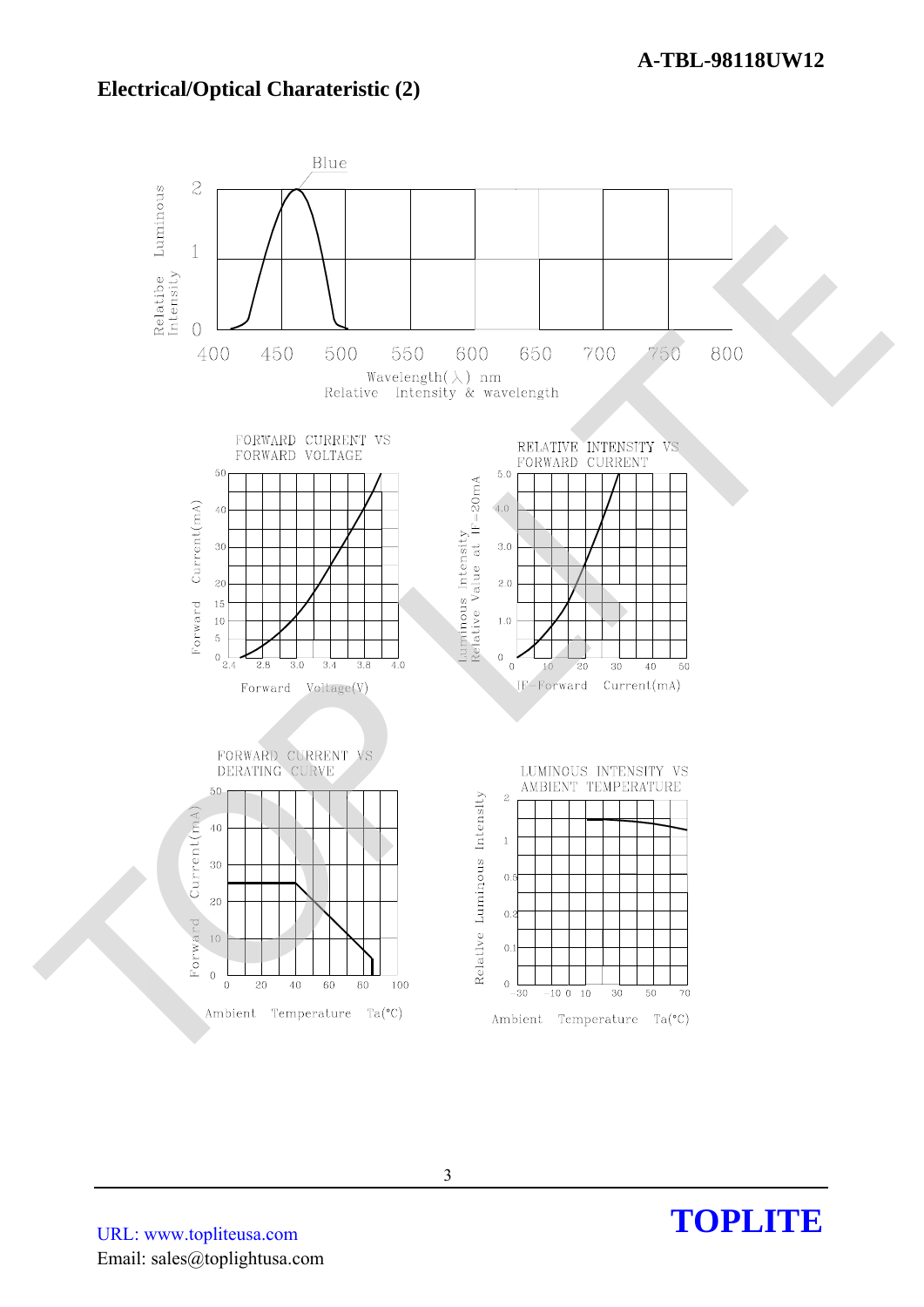## Electrical/Optical Charateristic (2)

Blue

Relatibe Luminous Intensity

Wavelength(λ) nm

Relative Intensity & wavelength

FORWARD CURRENT VS FORWARD VOLTAGE

Forward Current(mA)

Forward Voltage(V)

RELATIVE INTENSITY VS FORWARD CURRENT

Luminous Intensity Relative Value at IF=20mA

IF-Forward Current(mA)

FORWARD CURRENT VS DERATING CURVE

Forward Current(mA)

Ambient Temperature Ta(°C)

LUMINOUS INTENSITY VS AMBIENT TEMPERATURE

Relative Luminous Intensity

Ambient Temperature Ta(°C)

URL: www.topliteusa.com

Email: sales@toplightusa.com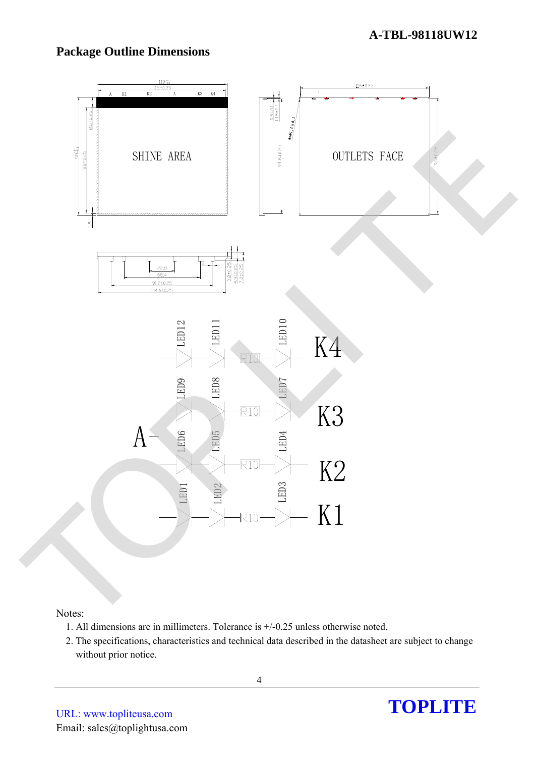## Package Outline Dimensions

Notes:

1. All dimensions are in millimeters. Tolerance is +/-0.25 unless otherwise noted.
2. The specifications, characteristics and technical data described in the datasheet are subject to change without prior notice.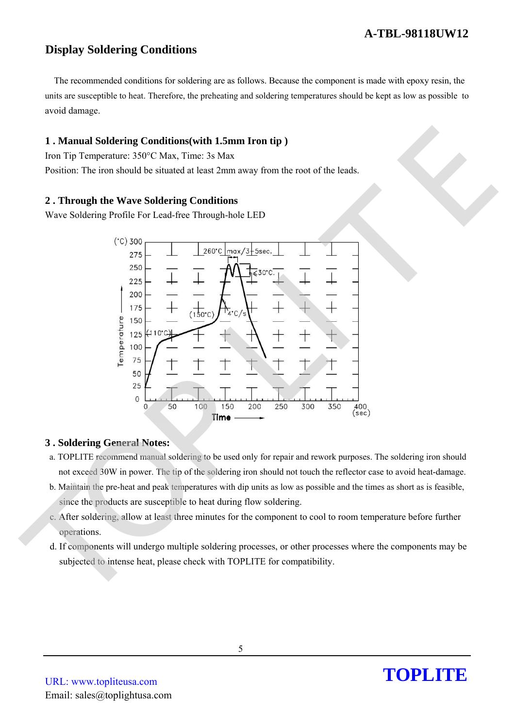# Display Soldering Conditions

The recommended conditions for soldering are as follows. Because the component is made with epoxy resin, the units are susceptible to heat. Therefore, the preheating and soldering temperatures should be kept as low as possible to avoid damage.

## 1 . Manual Soldering Conditions(with 1.5mm Iron tip )

Iron Tip Temperature: 350°C Max, Time: 3s Max

Position: The iron should be situated at least 2mm away from the root of the leads.

## 2 . Through the Wave Soldering Conditions

Wave Soldering Profile For Lead-free Through-hole LED

(°C) 300
275
250
225
200
175
150
125
100
75
50
25
0

Temperature

260°C max/3~5sec.
<30°C.
(150°C)
4°C/s
(110°C)

0 50 100 150 200 250 300 350 400 (sec)

Time

## 3 . Soldering General Notes:

a. TOPLITE recommend manual soldering to be used only for repair and rework purposes. The soldering iron should not exceed 30W in power. The tip of the soldering iron should not touch the reflector case to avoid heat-damage.

b. Maintain the pre-heat and peak temperatures with dip units as low as possible and the times as short as is feasible, since the products are susceptible to heat during flow soldering.

c. After soldering, allow at least three minutes for the component to cool to room temperature before further operations.

d. If components will undergo multiple soldering processes, or other processes where the components may be subjected to intense heat, please check with TOPLITE for compatibility.

URL: www.topliteusa.com

Email: sales@toplightusa.com